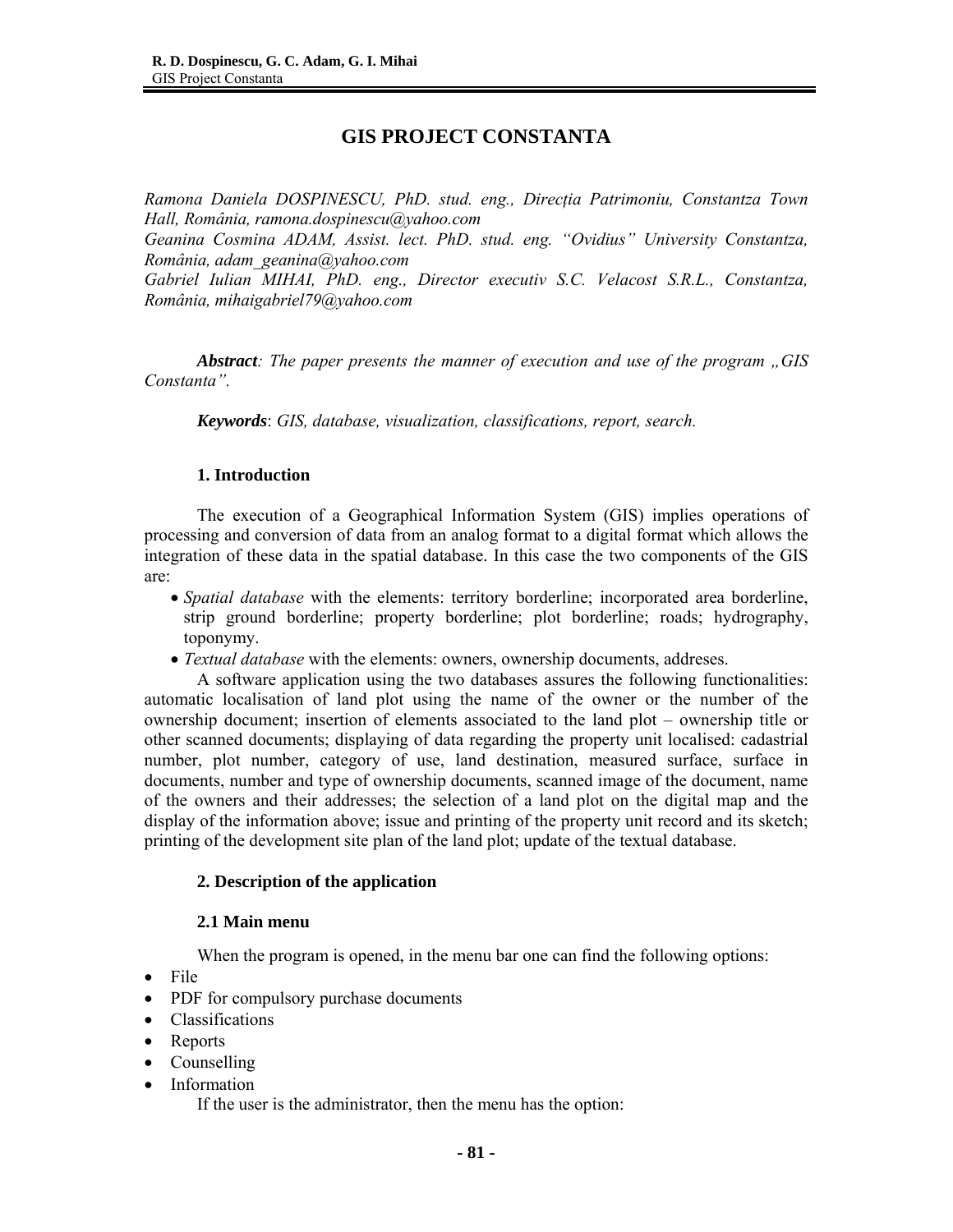# GIS PROJECT CONSTANTA

*Ramona Daniela DOSPINESCU, PhD. stud. eng., Direcţia Patrimoniu, Constantza Town Hall, România, ramona.dospinescu@yahoo.com*
*Geanina Cosmina ADAM, Assist. lect. PhD. stud. eng. "Ovidius" University Constantza, România, adam_geanina@yahoo.com*
*Gabriel Iulian MIHAI, PhD. eng., Director executiv S.C. Velacost S.R.L., Constantza, România, mihaigabriel79@yahoo.com*

***Abstract**: The paper presents the manner of execution and use of the program „GIS Constanta".*

***Keywords**: GIS, database, visualization, classifications, report, search.*

## 1. Introduction

The execution of a Geographical Information System (GIS) implies operations of processing and conversion of data from an analog format to a digital format which allows the integration of these data in the spatial database. In this case the two components of the GIS are:

- *Spatial database* with the elements: territory borderline; incorporated area borderline, strip ground borderline; property borderline; plot borderline; roads; hydrography, toponymy.
- *Textual database* with the elements: owners, ownership documents, addreses.

A software application using the two databases assures the following functionalities: automatic localisation of land plot using the name of the owner or the number of the ownership document; insertion of elements associated to the land plot – ownership title or other scanned documents; displaying of data regarding the property unit localised: cadastrial number, plot number, category of use, land destination, measured surface, surface in documents, number and type of ownership documents, scanned image of the document, name of the owners and their addresses; the selection of a land plot on the digital map and the display of the information above; issue and printing of the property unit record and its sketch; printing of the development site plan of the land plot; update of the textual database.

## 2. Description of the application

### 2.1 Main menu

When the program is opened, in the menu bar one can find the following options:

- File
- PDF for compulsory purchase documents
- Classifications
- Reports
- Counselling
- Information

If the user is the administrator, then the menu has the option: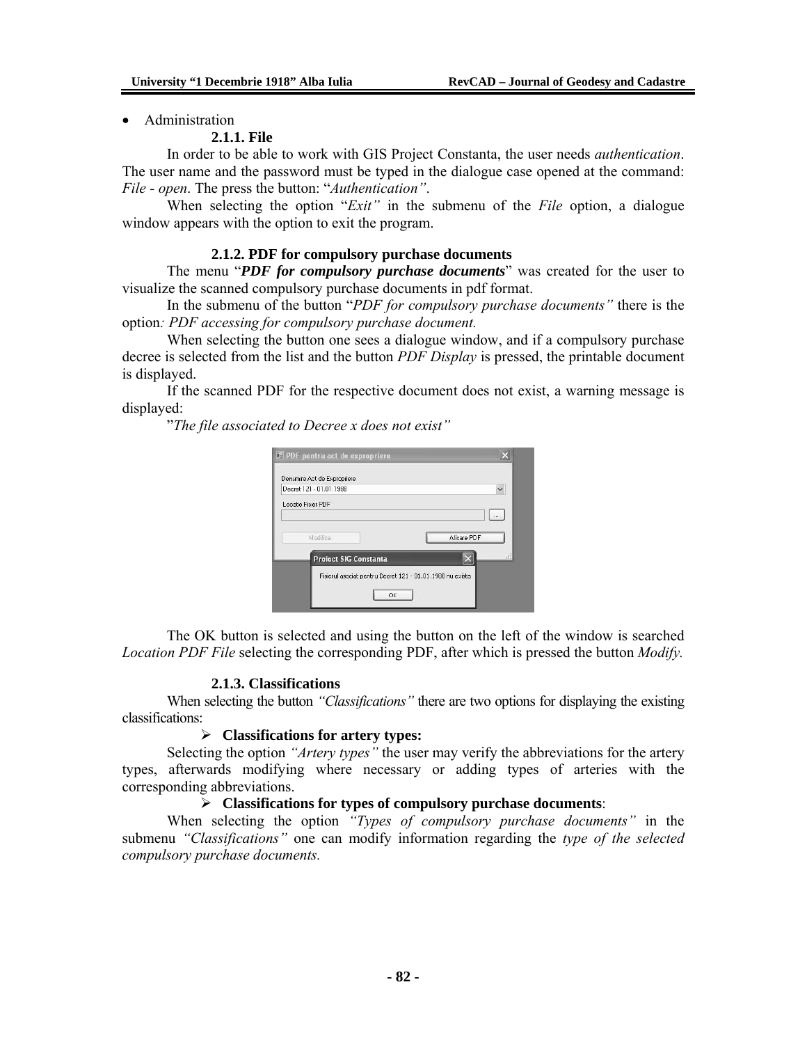- Administration

### 2.1.1. File

In order to be able to work with GIS Project Constanta, the user needs *authentication*. The user name and the password must be typed in the dialogue case opened at the command: *File - open*. The press the button: "*Authentication"*.

When selecting the option "*Exit"* in the submenu of the *File* option, a dialogue window appears with the option to exit the program.

### 2.1.2. PDF for compulsory purchase documents

The menu "***PDF for compulsory purchase documents***" was created for the user to visualize the scanned compulsory purchase documents in pdf format.

In the submenu of the button "*PDF for compulsory purchase documents"* there is the option*: PDF accessing for compulsory purchase document.*

When selecting the button one sees a dialogue window, and if a compulsory purchase decree is selected from the list and the button *PDF Display* is pressed, the printable document is displayed.

If the scanned PDF for the respective document does not exist, a warning message is displayed:

"*The file associated to Decree x does not exist"*

The OK button is selected and using the button on the left of the window is searched *Location PDF File* selecting the corresponding PDF, after which is pressed the button *Modify.*

### 2.1.3. Classifications

When selecting the button *"Classifications"* there are two options for displaying the existing classifications:

- **Classifications for artery types:**

Selecting the option *"Artery types"* the user may verify the abbreviations for the artery types, afterwards modifying where necessary or adding types of arteries with the corresponding abbreviations.

- **Classifications for types of compulsory purchase documents**:

When selecting the option *"Types of compulsory purchase documents"* in the submenu *"Classifications"* one can modify information regarding the *type of the selected compulsory purchase documents.*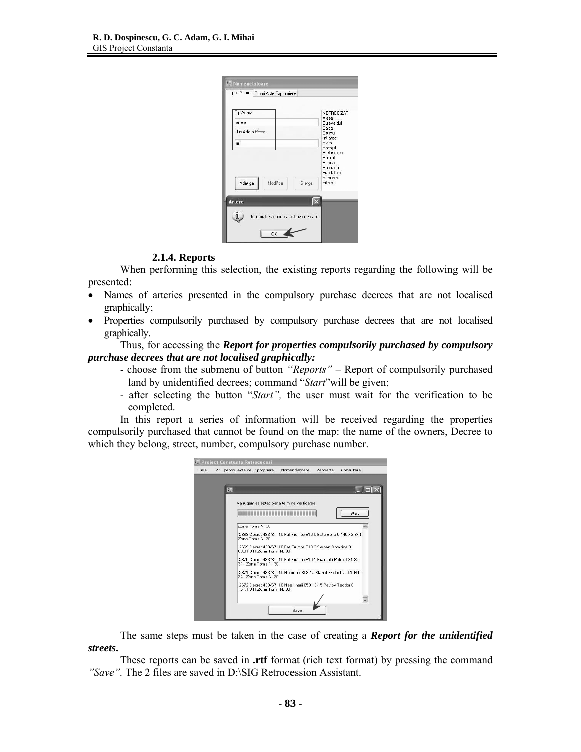### 2.1.4. Reports

When performing this selection, the existing reports regarding the following will be presented:

- Names of arteries presented in the compulsory purchase decrees that are not localised graphically;
- Properties compulsorily purchased by compulsory purchase decrees that are not localised graphically.

Thus, for accessing the ***Report for properties compulsorily purchased by compulsory purchase decrees that are not localised graphically:***

- choose from the submenu of button *"Reports"* – Report of compulsorily purchased land by unidentified decrees; command "*Start*" will be given;
- after selecting the button "*Start",* the user must wait for the verification to be completed.

In this report a series of information will be received regarding the properties compulsorily purchased that cannot be found on the map: the name of the owners, Decree to which they belong, street, number, compulsory purchase number.

The same steps must be taken in the case of creating a ***Report for the unidentified streets.***

These reports can be saved in **.rtf** format (rich text format) by pressing the command *"Save".* The 2 files are saved in D:\SIG Retrocession Assistant.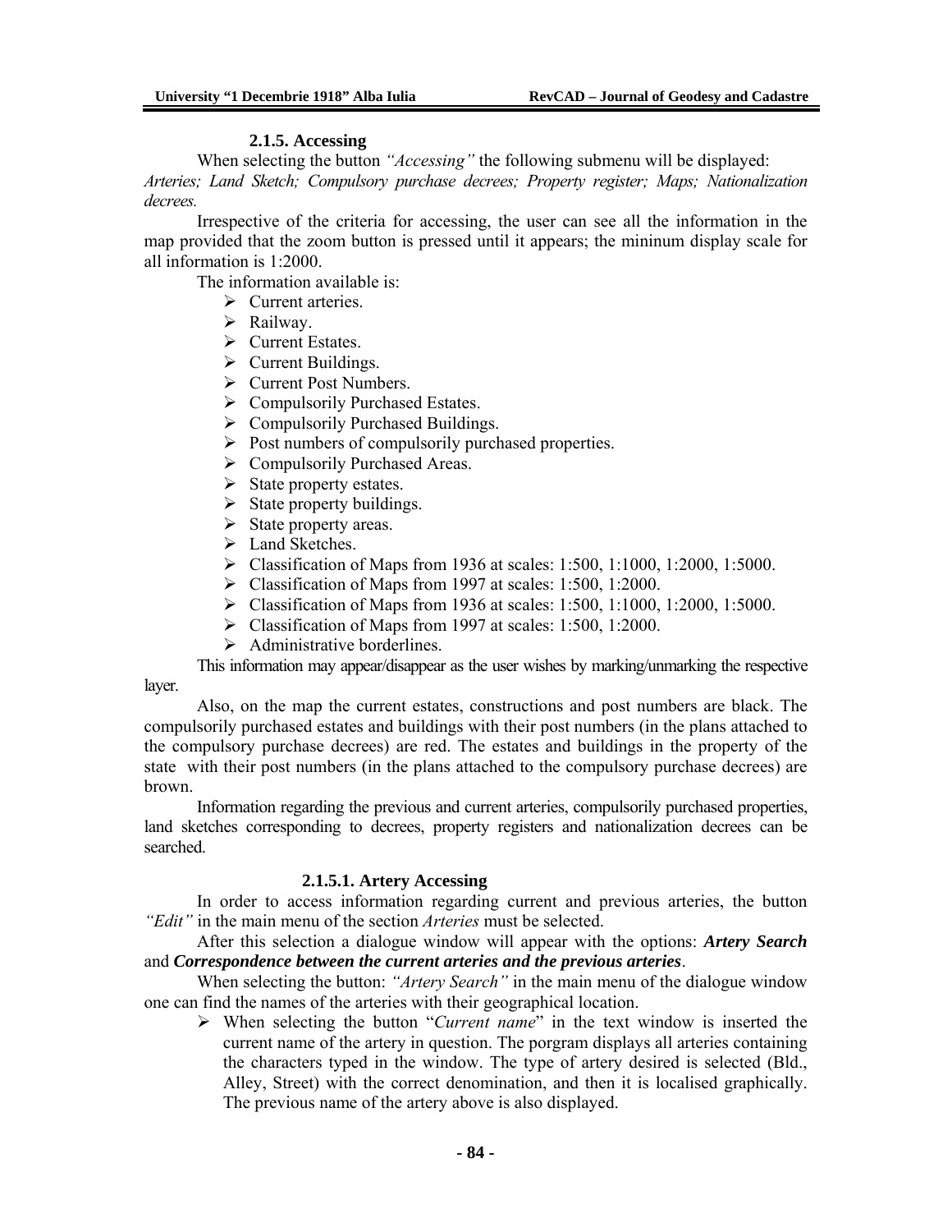### 2.1.5. Accessing

When selecting the button *"Accessing"* the following submenu will be displayed: *Arteries; Land Sketch; Compulsory purchase decrees; Property register; Maps; Nationalization decrees.*

Irrespective of the criteria for accessing, the user can see all the information in the map provided that the zoom button is pressed until it appears; the mininum display scale for all information is 1:2000.

The information available is:

- Current arteries.
- Railway.
- Current Estates.
- Current Buildings.
- Current Post Numbers.
- Compulsorily Purchased Estates.
- Compulsorily Purchased Buildings.
- Post numbers of compulsorily purchased properties.
- Compulsorily Purchased Areas.
- State property estates.
- State property buildings.
- State property areas.
- Land Sketches.
- Classification of Maps from 1936 at scales: 1:500, 1:1000, 1:2000, 1:5000.
- Classification of Maps from 1997 at scales: 1:500, 1:2000.
- Classification of Maps from 1936 at scales: 1:500, 1:1000, 1:2000, 1:5000.
- Classification of Maps from 1997 at scales: 1:500, 1:2000.
- Administrative borderlines.

This information may appear/disappear as the user wishes by marking/unmarking the respective layer.

Also, on the map the current estates, constructions and post numbers are black. The compulsorily purchased estates and buildings with their post numbers (in the plans attached to the compulsory purchase decrees) are red. The estates and buildings in the property of the state with their post numbers (in the plans attached to the compulsory purchase decrees) are brown.

Information regarding the previous and current arteries, compulsorily purchased properties, land sketches corresponding to decrees, property registers and nationalization decrees can be searched.

#### 2.1.5.1. Artery Accessing

In order to access information regarding current and previous arteries, the button *"Edit"* in the main menu of the section *Arteries* must be selected.

After this selection a dialogue window will appear with the options: ***Artery Search*** and ***Correspondence between the current arteries and the previous arteries***.

When selecting the button: *"Artery Search"* in the main menu of the dialogue window one can find the names of the arteries with their geographical location.

- When selecting the button "*Current name*" in the text window is inserted the current name of the artery in question. The porgram displays all arteries containing the characters typed in the window. The type of artery desired is selected (Bld., Alley, Street) with the correct denomination, and then it is localised graphically. The previous name of the artery above is also displayed.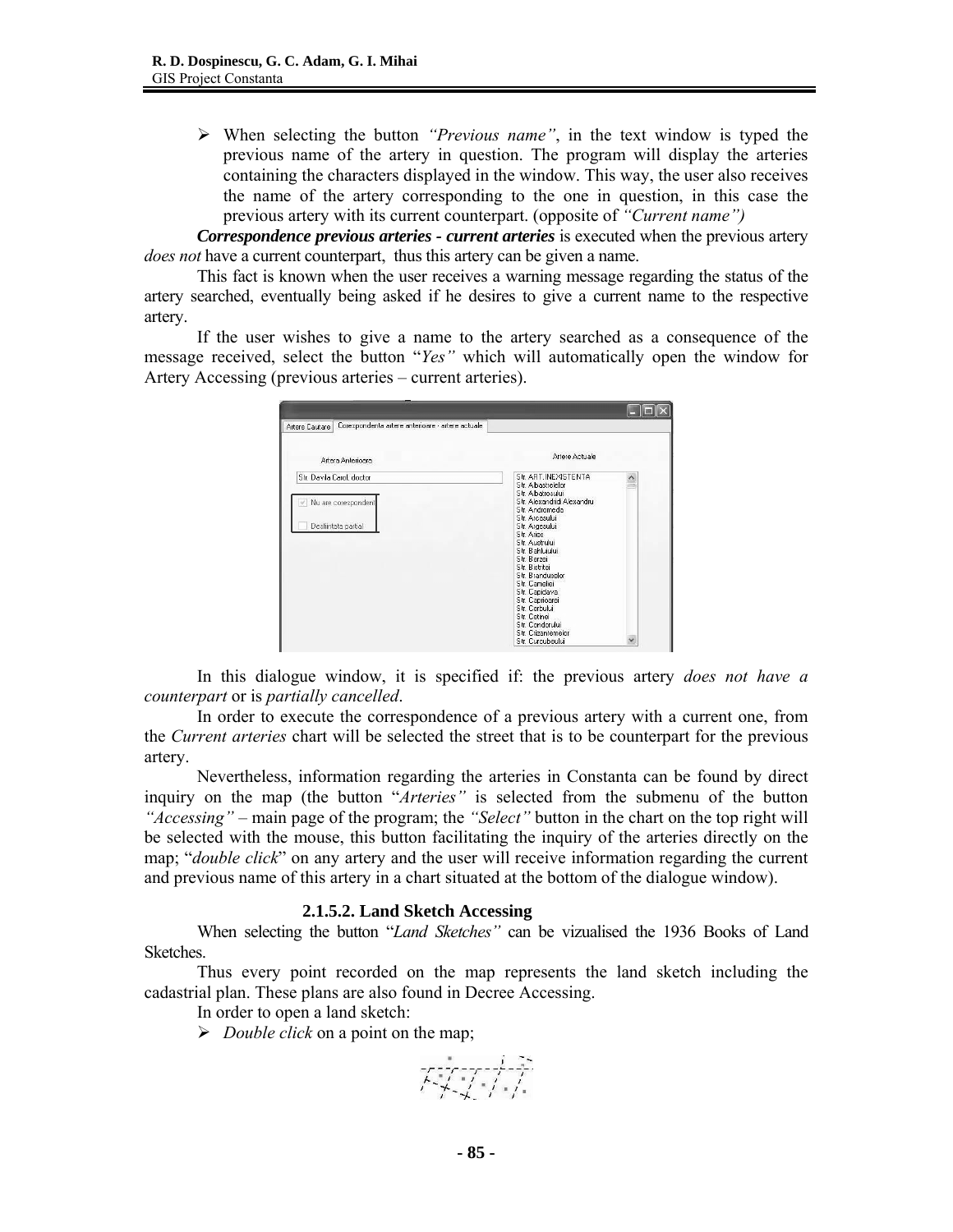- When selecting the button *"Previous name"*, in the text window is typed the previous name of the artery in question. The program will display the arteries containing the characters displayed in the window. This way, the user also receives the name of the artery corresponding to the one in question, in this case the previous artery with its current counterpart. (opposite of *"Current name")*

***Correspondence previous arteries - current arteries*** is executed when the previous artery *does not* have a current counterpart, thus this artery can be given a name.

This fact is known when the user receives a warning message regarding the status of the artery searched, eventually being asked if he desires to give a current name to the respective artery.

If the user wishes to give a name to the artery searched as a consequence of the message received, select the button "*Yes"* which will automatically open the window for Artery Accessing (previous arteries – current arteries).

In this dialogue window, it is specified if: the previous artery *does not have a counterpart* or is *partially cancelled*.

In order to execute the correspondence of a previous artery with a current one, from the *Current arteries* chart will be selected the street that is to be counterpart for the previous artery.

Nevertheless, information regarding the arteries in Constanta can be found by direct inquiry on the map (the button "*Arteries"* is selected from the submenu of the button *"Accessing"* – main page of the program; the *"Select"* button in the chart on the top right will be selected with the mouse, this button facilitating the inquiry of the arteries directly on the map; "*double click*" on any artery and the user will receive information regarding the current and previous name of this artery in a chart situated at the bottom of the dialogue window).

#### 2.1.5.2. Land Sketch Accessing

When selecting the button "*Land Sketches"* can be vizualised the 1936 Books of Land Sketches.

Thus every point recorded on the map represents the land sketch including the cadastrial plan. These plans are also found in Decree Accessing.

In order to open a land sketch:

- *Double click* on a point on the map;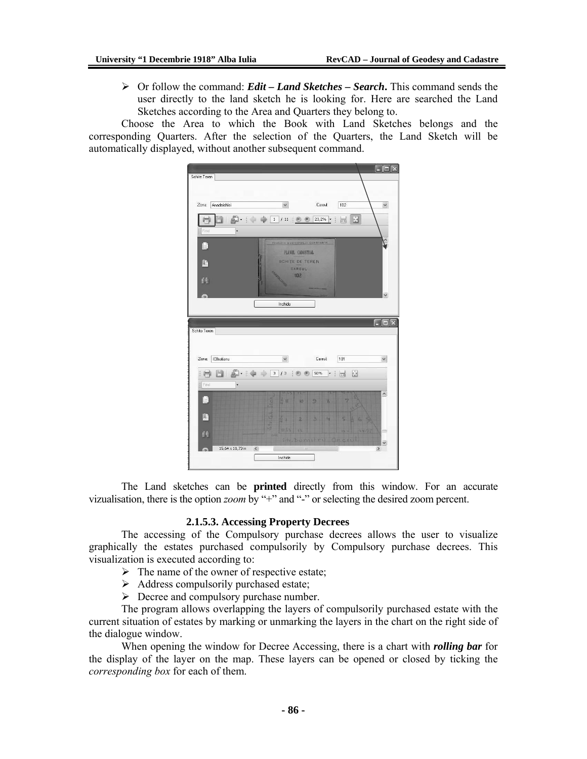- Or follow the command: ***Edit – Land Sketches – Search*.** This command sends the user directly to the land sketch he is looking for. Here are searched the Land Sketches according to the Area and Quarters they belong to.

Choose the Area to which the Book with Land Sketches belongs and the corresponding Quarters. After the selection of the Quarters, the Land Sketch will be automatically displayed, without another subsequent command.

The Land sketches can be **printed** directly from this window. For an accurate vizualisation, there is the option *zoom* by "+" and "-" or selecting the desired zoom percent.

### 2.1.5.3. Accessing Property Decrees

The accessing of the Compulsory purchase decrees allows the user to visualize graphically the estates purchased compulsorily by Compulsory purchase decrees. This visualization is executed according to:

- The name of the owner of respective estate;
- Address compulsorily purchased estate;
- Decree and compulsory purchase number.

The program allows overlapping the layers of compulsorily purchased estate with the current situation of estates by marking or unmarking the layers in the chart on the right side of the dialogue window.

When opening the window for Decree Accessing, there is a chart with ***rolling bar*** for the display of the layer on the map. These layers can be opened or closed by ticking the *corresponding box* for each of them.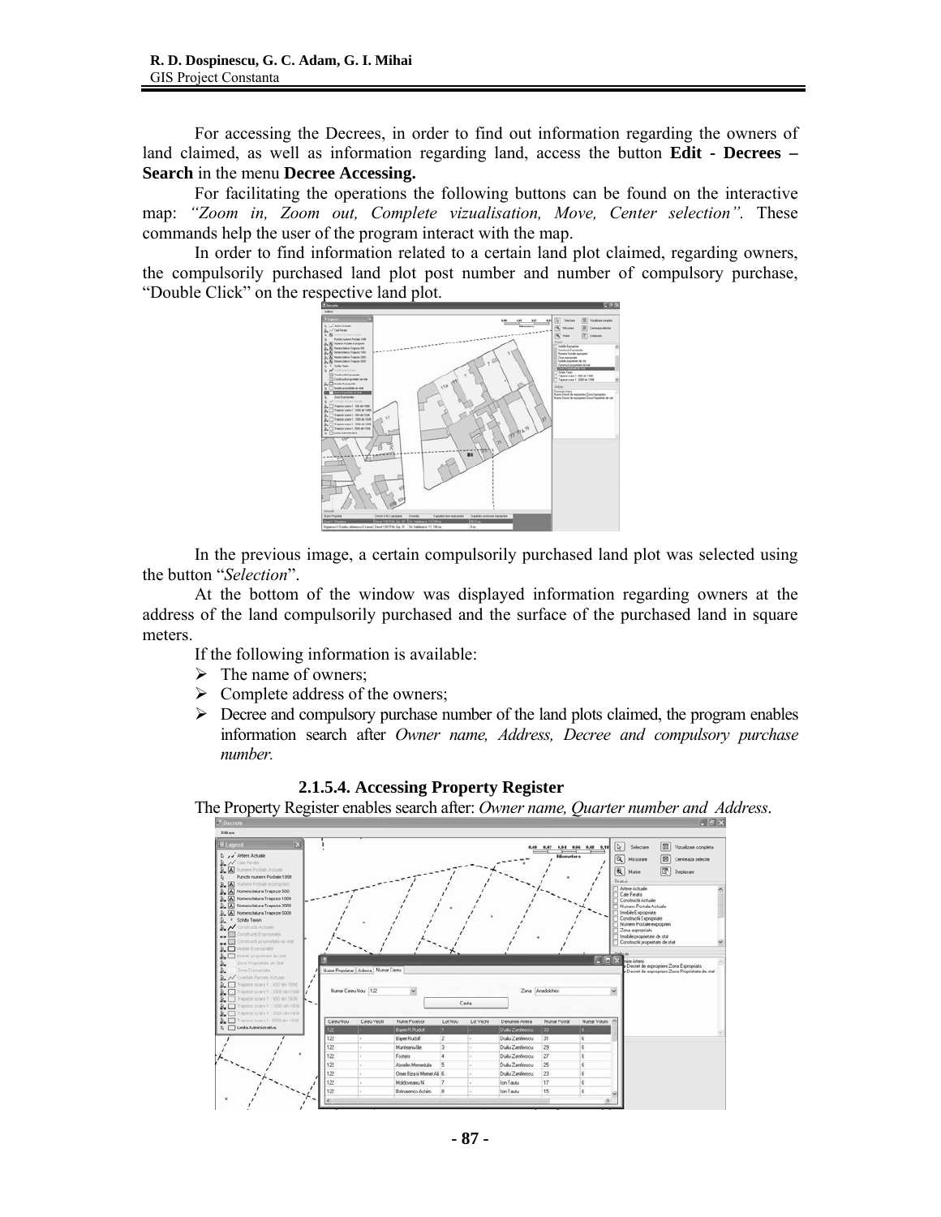For accessing the Decrees, in order to find out information regarding the owners of land claimed, as well as information regarding land, access the button **Edit - Decrees – Search** in the menu **Decree Accessing.**

For facilitating the operations the following buttons can be found on the interactive map: *"Zoom in, Zoom out, Complete vizualisation, Move, Center selection"*. These commands help the user of the program interact with the map.

In order to find information related to a certain land plot claimed, regarding owners, the compulsorily purchased land plot post number and number of compulsory purchase, "Double Click" on the respective land plot.

In the previous image, a certain compulsorily purchased land plot was selected using the button "*Selection*".

At the bottom of the window was displayed information regarding owners at the address of the land compulsorily purchased and the surface of the purchased land in square meters.

If the following information is available:

- The name of owners;
- Complete address of the owners;
- Decree and compulsory purchase number of the land plots claimed, the program enables information search after *Owner name, Address, Decree and compulsory purchase number.*

#### 2.1.5.4. Accessing Property Register

The Property Register enables search after: *Owner name, Quarter number and Address*.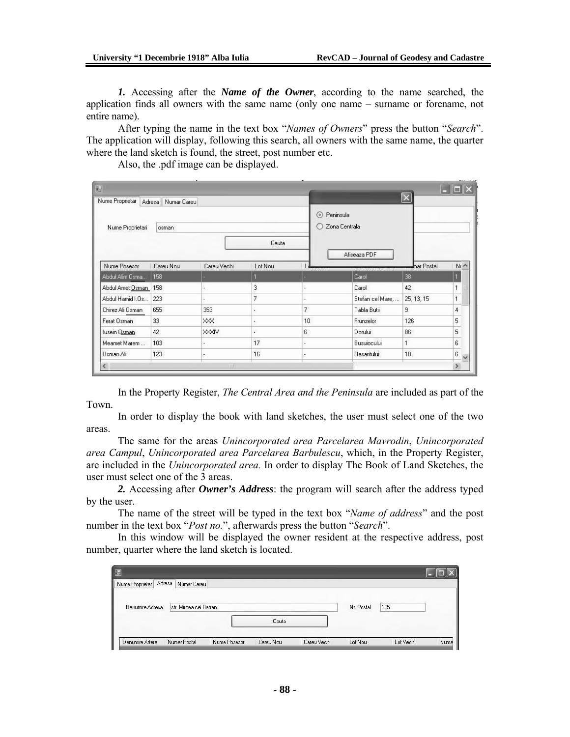***1.*** Accessing after the ***Name of the Owner***, according to the name searched, the application finds all owners with the same name (only one name – surname or forename, not entire name).

After typing the name in the text box "*Names of Owners*" press the button "*Search*". The application will display, following this search, all owners with the same name, the quarter where the land sketch is found, the street, post number etc.

Also, the .pdf image can be displayed.

In the Property Register, *The Central Area and the Peninsula* are included as part of the Town.

In order to display the book with land sketches, the user must select one of the two areas.

The same for the areas *Unincorporated area Parcelarea Mavrodin*, *Unincorporated area Campul*, *Unincorporated area Parcelarea Barbulescu*, which, in the Property Register, are included in the *Unincorporated area.* In order to display The Book of Land Sketches, the user must select one of the 3 areas.

***2.*** Accessing after ***Owner's Address***: the program will search after the address typed by the user.

The name of the street will be typed in the text box "*Name of address*" and the post number in the text box "*Post no.*", afterwards press the button "*Search*".

In this window will be displayed the owner resident at the respective address, post number, quarter where the land sketch is located.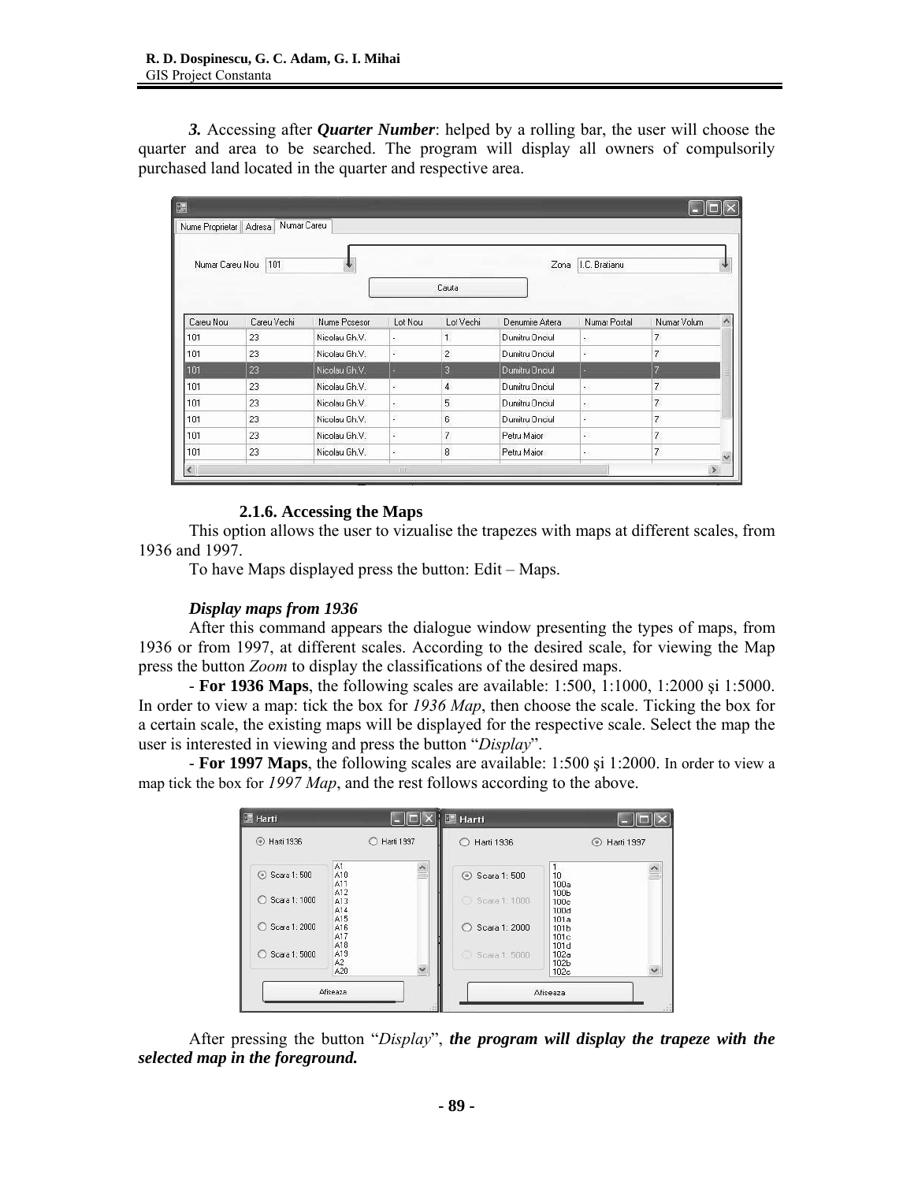***3.*** Accessing after ***Quarter Number***: helped by a rolling bar, the user will choose the quarter and area to be searched. The program will display all owners of compulsorily purchased land located in the quarter and respective area.

#### 2.1.6. Accessing the Maps

This option allows the user to vizualise the trapezes with maps at different scales, from 1936 and 1997.

To have Maps displayed press the button: Edit – Maps.

***Display maps from 1936***

After this command appears the dialogue window presenting the types of maps, from 1936 or from 1997, at different scales. According to the desired scale, for viewing the Map press the button *Zoom* to display the classifications of the desired maps.

- **For 1936 Maps**, the following scales are available: 1:500, 1:1000, 1:2000 şi 1:5000. In order to view a map: tick the box for *1936 Map*, then choose the scale. Ticking the box for a certain scale, the existing maps will be displayed for the respective scale. Select the map the user is interested in viewing and press the button "*Display*".

- **For 1997 Maps**, the following scales are available: 1:500 şi 1:2000. In order to view a map tick the box for *1997 Map*, and the rest follows according to the above.

After pressing the button "*Display*", ***the program will display the trapeze with the selected map in the foreground.***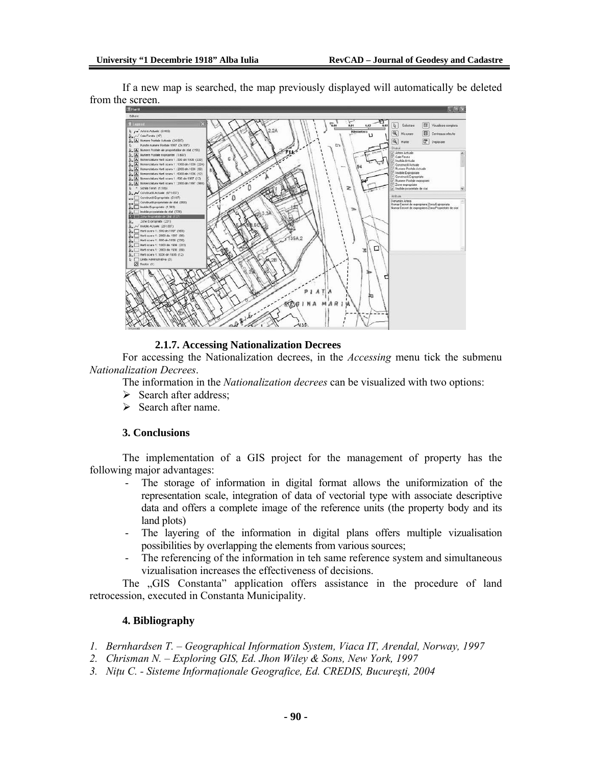If a new map is searched, the map previously displayed will automatically be deleted from the screen.

### 2.1.7. Accessing Nationalization Decrees

For accessing the Nationalization decrees, in the *Accessing* menu tick the submenu *Nationalization Decrees*.

The information in the *Nationalization decrees* can be visualized with two options:

- Search after address;
- Search after name.

## 3. Conclusions

The implementation of a GIS project for the management of property has the following major advantages:

- The storage of information in digital format allows the uniformization of the representation scale, integration of data of vectorial type with associate descriptive data and offers a complete image of the reference units (the property body and its land plots)
- The layering of the information in digital plans offers multiple vizualisation possibilities by overlapping the elements from various sources;
- The referencing of the information in teh same reference system and simultaneous vizualisation increases the effectiveness of decisions.

The „GIS Constanta" application offers assistance in the procedure of land retrocession, executed in Constanta Municipality.

## 4. Bibliography

1. *Bernhardsen T. – Geographical Information System, Viaca IT, Arendal, Norway, 1997*
2. *Chrisman N. – Exploring GIS, Ed. Jhon Wiley & Sons, New York, 1997*
3. *Nițu C. - Sisteme Informaționale Geografice, Ed. CREDIS, Bucureşti, 2004*